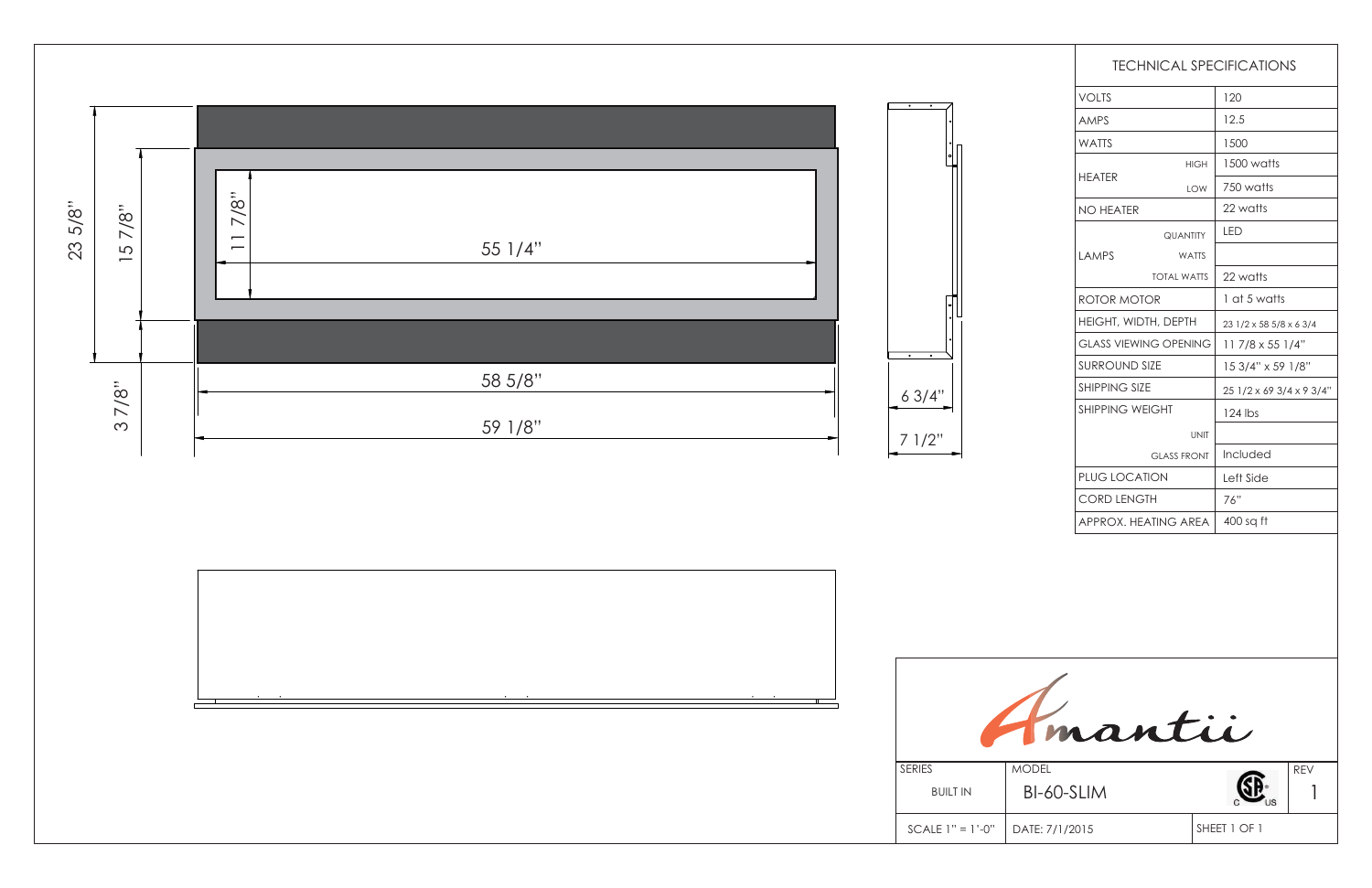23 5/8"

15 7/8"

11 7/8"

55 1/4"

58 5/8"

59 1/8"

3 7/8"

6 3/4"

7 1/2"

| TECHNICAL SPECIFICATIONS | | |
|---|---|---|
| VOLTS | | 120 |
| AMPS | | 12.5 |
| WATTS | | 1500 |
| HEATER | HIGH | 1500 watts |
| | LOW | 750 watts |
| NO HEATER | | 22 watts |
| LAMPS | QUANTITY | LED |
| | WATTS | |
| | TOTAL WATTS | 22 watts |
| ROTOR MOTOR | | 1 at 5 watts |
| HEIGHT, WIDTH, DEPTH | | 23 1/2 x 58 5/8 x 6 3/4 |
| GLASS VIEWING OPENING | | 11 7/8 x 55 1/4" |
| SURROUND SIZE | | 15 3/4" x 59 1/8" |
| SHIPPING SIZE | | 25 1/2 x 69 3/4 x 9 3/4" |
| SHIPPING WEIGHT | | 124 lbs |
| | UNIT | |
| | GLASS FRONT | Included |
| PLUG LOCATION | | Left Side |
| CORD LENGTH | | 76" |
| APPROX. HEATING AREA | | 400 sq ft |

Amantii

| SERIES | MODEL | | REV |
|---|---|---|---|
| BUILT IN | BI-60-SLIM | | 1 |
| SCALE 1" = 1'-0" | DATE: 7/1/2015 | SHEET 1 OF 1 | |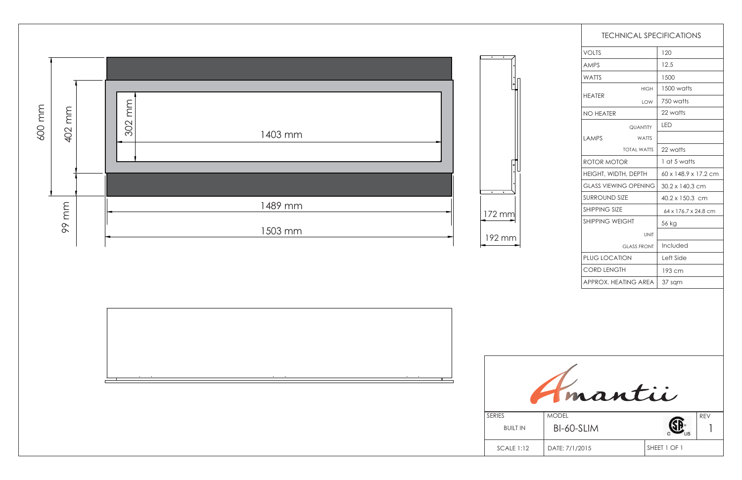600 mm

402 mm

302 mm

1403 mm

99 mm

1489 mm

1503 mm

172 mm

192 mm

## TECHNICAL SPECIFICATIONS

| | | |
|---|---|---|
| VOLTS | | 120 |
| AMPS | | 12.5 |
| WATTS | | 1500 |
| HEATER | HIGH | 1500 watts |
| | LOW | 750 watts |
| NO HEATER | | 22 watts |
| LAMPS | QUANTITY | LED |
| | WATTS | |
| | TOTAL WATTS | 22 watts |
| ROTOR MOTOR | | 1 at 5 watts |
| HEIGHT, WIDTH, DEPTH | | 60 x 148.9 x 17.2 cm |
| GLASS VIEWING OPENING | | 30.2 x 140.3 cm |
| SURROUND SIZE | | 40.2 x 150.3 cm |
| SHIPPING SIZE | | 64 x 176.7 x 24.8 cm |
| SHIPPING WEIGHT | | 56 kg |
| | UNIT | |
| | GLASS FRONT | Included |
| PLUG LOCATION | | Left Side |
| CORD LENGTH | | 193 cm |
| APPROX. HEATING AREA | | 37 sqm |

Amantii

| SERIES | MODEL | | REV |
|---|---|---|---|
| BUILT IN | BI-60-SLIM | C US | 1 |
| SCALE 1:12 | DATE: 7/1/2015 | SHEET 1 OF 1 | |